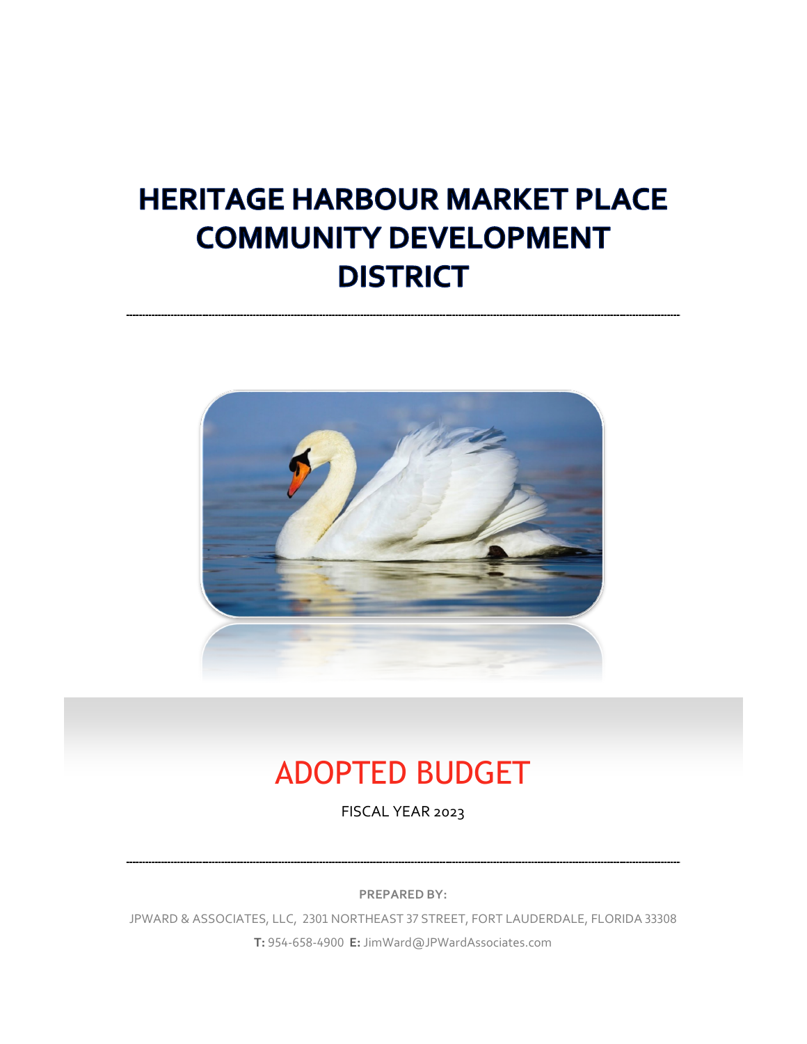# HERITAGE HARBOUR MARKET PLACE COMMUNITY DEVELOPMENT DISTRICT

---

## ADOPTED BUDGET

FISCAL YEAR 2023

---

**PREPARED BY:**

JPWARD & ASSOCIATES, LLC, 2301 NORTHEAST 37 STREET, FORT LAUDERDALE, FLORIDA 33308

**T:** 954-658-4900 **E:** JimWard@JPWardAssociates.com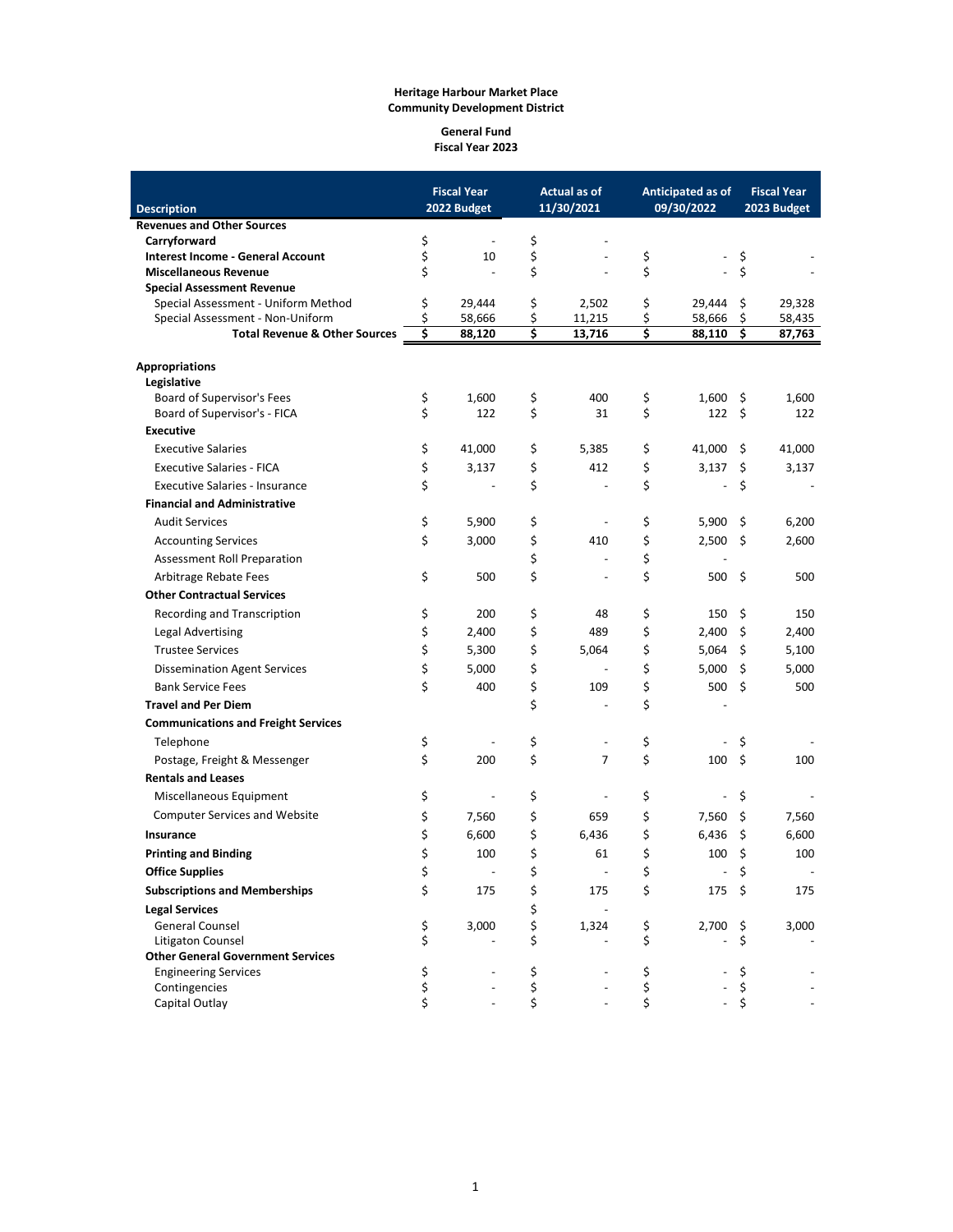**Heritage Harbour Market Place**
**Community Development District**

**General Fund**
**Fiscal Year 2023**

| Description | Fiscal Year 2022 Budget | Actual as of 11/30/2021 | Anticipated as of 09/30/2022 | Fiscal Year 2023 Budget |
|---|---|---|---|---|
| **Revenues and Other Sources** | | | | |
| **Carryforward** | $ - | $ - | | |
| **Interest Income - General Account** | $ 10 | $ - | $ - | $ - |
| **Miscellaneous Revenue** | $ - | $ - | $ - | $ - |
| **Special Assessment Revenue** | | | | |
| Special Assessment - Uniform Method | $ 29,444 | $ 2,502 | $ 29,444 | $ 29,328 |
| Special Assessment - Non-Uniform | $ 58,666 | $ 11,215 | $ 58,666 | $ 58,435 |
| **Total Revenue & Other Sources** | **$ 88,120** | **$ 13,716** | **$ 88,110** | **$ 87,763** |
| | | | | |
| **Appropriations** | | | | |
| **Legislative** | | | | |
| Board of Supervisor's Fees | $ 1,600 | $ 400 | $ 1,600 | $ 1,600 |
| Board of Supervisor's - FICA | $ 122 | $ 31 | $ 122 | $ 122 |
| **Executive** | | | | |
| Executive Salaries | $ 41,000 | $ 5,385 | $ 41,000 | $ 41,000 |
| Executive Salaries - FICA | $ 3,137 | $ 412 | $ 3,137 | $ 3,137 |
| Executive Salaries - Insurance | $ - | $ - | $ - | $ - |
| **Financial and Administrative** | | | | |
| Audit Services | $ 5,900 | $ - | $ 5,900 | $ 6,200 |
| Accounting Services | $ 3,000 | $ 410 | $ 2,500 | $ 2,600 |
| Assessment Roll Preparation | | $ - | $ - | |
| Arbitrage Rebate Fees | $ 500 | $ - | $ 500 | $ 500 |
| **Other Contractual Services** | | | | |
| Recording and Transcription | $ 200 | $ 48 | $ 150 | $ 150 |
| Legal Advertising | $ 2,400 | $ 489 | $ 2,400 | $ 2,400 |
| Trustee Services | $ 5,300 | $ 5,064 | $ 5,064 | $ 5,100 |
| Dissemination Agent Services | $ 5,000 | $ - | $ 5,000 | $ 5,000 |
| Bank Service Fees | $ 400 | $ 109 | $ 500 | $ 500 |
| **Travel and Per Diem** | | $ - | $ - | |
| **Communications and Freight Services** | | | | |
| Telephone | $ - | $ - | $ - | $ - |
| Postage, Freight & Messenger | $ 200 | $ 7 | $ 100 | $ 100 |
| **Rentals and Leases** | | | | |
| Miscellaneous Equipment | $ - | $ - | $ - | $ - |
| Computer Services and Website | $ 7,560 | $ 659 | $ 7,560 | $ 7,560 |
| **Insurance** | $ 6,600 | $ 6,436 | $ 6,436 | $ 6,600 |
| **Printing and Binding** | $ 100 | $ 61 | $ 100 | $ 100 |
| **Office Supplies** | $ - | $ - | $ - | $ - |
| **Subscriptions and Memberships** | $ 175 | $ 175 | $ 175 | $ 175 |
| **Legal Services** | | $ - | | |
| General Counsel | $ 3,000 | $ 1,324 | $ 2,700 | $ 3,000 |
| Litigaton Counsel | $ - | $ - | $ - | $ - |
| **Other General Government Services** | | | | |
| Engineering Services | $ - | $ - | $ - | $ - |
| Contingencies | $ - | $ - | $ - | $ - |
| Capital Outlay | $ - | $ - | $ - | $ - |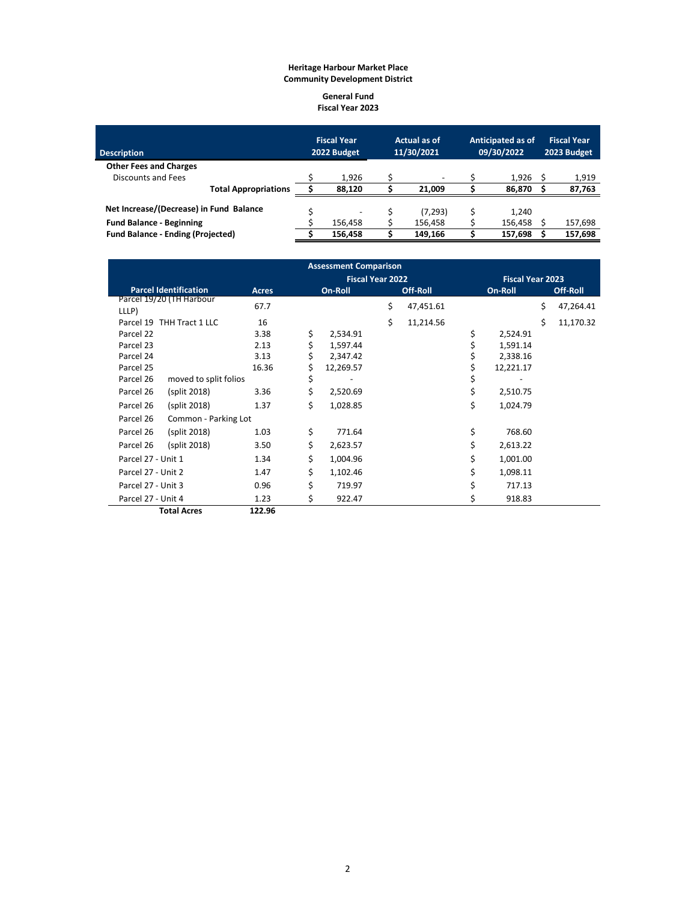**Heritage Harbour Market Place**
**Community Development District**

**General Fund**
**Fiscal Year 2023**

| Description | Fiscal Year 2022 Budget | Actual as of 11/30/2021 | Anticipated as of 09/30/2022 | Fiscal Year 2023 Budget |
|---|---|---|---|---|
| **Other Fees and Charges** | | | | |
| Discounts and Fees | $ 1,926 | $ - | $ 1,926 | $ 1,919 |
| **Total Appropriations** | **$ 88,120** | **$ 21,009** | **$ 86,870** | **$ 87,763** |
| **Net Increase/(Decrease) in Fund Balance** | $ - | $ (7,293) | $ 1,240 | |
| **Fund Balance - Beginning** | $ 156,458 | $ 156,458 | $ 156,458 | $ 157,698 |
| **Fund Balance - Ending (Projected)** | **$ 156,458** | **$ 149,166** | **$ 157,698** | **$ 157,698** |

**Assessment Comparison**

| Parcel Identification | | Acres | Fiscal Year 2022 On-Roll | Fiscal Year 2022 Off-Roll | Fiscal Year 2023 On-Roll | Fiscal Year 2023 Off-Roll |
|---|---|---|---|---|---|---|
| Parcel 19/20 (TH Harbour LLLP) | | 67.7 | | $ 47,451.61 | | $ 47,264.41 |
| Parcel 19 | THH Tract 1 LLC | 16 | | $ 11,214.56 | | $ 11,170.32 |
| Parcel 22 | | 3.38 | $ 2,534.91 | | $ 2,524.91 | |
| Parcel 23 | | 2.13 | $ 1,597.44 | | $ 1,591.14 | |
| Parcel 24 | | 3.13 | $ 2,347.42 | | $ 2,338.16 | |
| Parcel 25 | | 16.36 | $ 12,269.57 | | $ 12,221.17 | |
| Parcel 26 | moved to split folios | | $ - | | $ - | |
| Parcel 26 | (split 2018) | 3.36 | $ 2,520.69 | | $ 2,510.75 | |
| Parcel 26 | (split 2018) | 1.37 | $ 1,028.85 | | $ 1,024.79 | |
| Parcel 26 | Common - Parking Lot | | | | | |
| Parcel 26 | (split 2018) | 1.03 | $ 771.64 | | $ 768.60 | |
| Parcel 26 | (split 2018) | 3.50 | $ 2,623.57 | | $ 2,613.22 | |
| Parcel 27 - Unit 1 | | 1.34 | $ 1,004.96 | | $ 1,001.00 | |
| Parcel 27 - Unit 2 | | 1.47 | $ 1,102.46 | | $ 1,098.11 | |
| Parcel 27 - Unit 3 | | 0.96 | $ 719.97 | | $ 717.13 | |
| Parcel 27 - Unit 4 | | 1.23 | $ 922.47 | | $ 918.83 | |
| **Total Acres** | | **122.96** | | | | |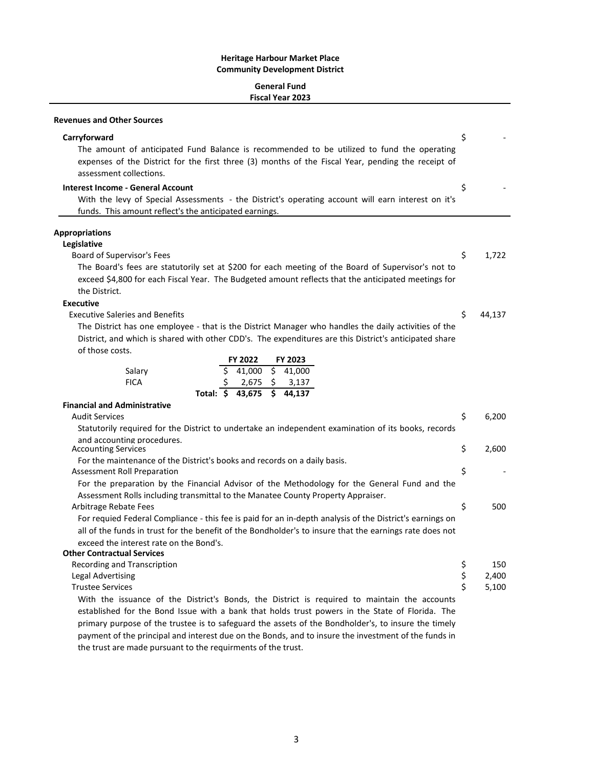**Heritage Harbour Market Place**
**Community Development District**

**General Fund**
**Fiscal Year 2023**

---

**Revenues and Other Sources**

**Carryforward** $ -

The amount of anticipated Fund Balance is recommended to be utilized to fund the operating expenses of the District for the first three (3) months of the Fiscal Year, pending the receipt of assessment collections.

**Interest Income - General Account** $ -

With the levy of Special Assessments - the District's operating account will earn interest on it's funds. This amount reflect's the anticipated earnings.

---

**Appropriations**

**Legislative**

Board of Supervisor's Fees $ 1,722

The Board's fees are statutorily set at $200 for each meeting of the Board of Supervisor's not to exceed $4,800 for each Fiscal Year. The Budgeted amount reflects that the anticipated meetings for the District.

**Executive**

Executive Saleries and Benefits $ 44,137

The District has one employee - that is the District Manager who handles the daily activities of the District, and which is shared with other CDD's. The expenditures are this District's anticipated share of those costs.

| | FY 2022 | FY 2023 |
|---|---|---|
| Salary | $ 41,000 | $ 41,000 |
| FICA | $ 2,675 | $ 3,137 |
| **Total:** | **$ 43,675** | **$ 44,137** |

**Financial and Administrative**

Audit Services $ 6,200

Statutorily required for the District to undertake an independent examination of its books, records and accounting procedures.

Accounting Services $ 2,600

For the maintenance of the District's books and records on a daily basis.

Assessment Roll Preparation $ -

For the preparation by the Financial Advisor of the Methodology for the General Fund and the Assessment Rolls including transmittal to the Manatee County Property Appraiser.

Arbitrage Rebate Fees $ 500

For requied Federal Compliance - this fee is paid for an in-depth analysis of the District's earnings on all of the funds in trust for the benefit of the Bondholder's to insure that the earnings rate does not exceed the interest rate on the Bond's.

**Other Contractual Services**

Recording and Transcription $ 150

Legal Advertising $ 2,400

Trustee Services $ 5,100

With the issuance of the District's Bonds, the District is required to maintain the accounts established for the Bond Issue with a bank that holds trust powers in the State of Florida. The primary purpose of the trustee is to safeguard the assets of the Bondholder's, to insure the timely payment of the principal and interest due on the Bonds, and to insure the investment of the funds in the trust are made pursuant to the requirments of the trust.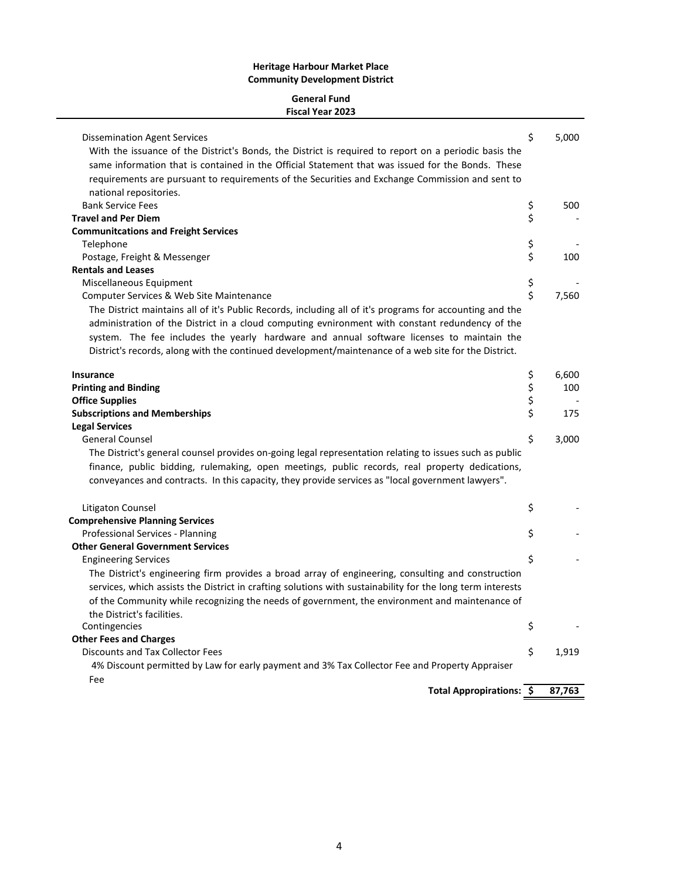**Heritage Harbour Market Place**
**Community Development District**

**General Fund**
**Fiscal Year 2023**

| | | |
|---|---|---|
| Dissemination Agent Services | $ | 5,000 |
| With the issuance of the District's Bonds, the District is required to report on a periodic basis the same information that is contained in the Official Statement that was issued for the Bonds. These requirements are pursuant to requirements of the Securities and Exchange Commission and sent to national repositories. | | |
| Bank Service Fees | $ | 500 |
| **Travel and Per Diem** | $ | - |
| **Communitcations and Freight Services** | | |
| Telephone | $ | - |
| Postage, Freight & Messenger | $ | 100 |
| **Rentals and Leases** | | |
| Miscellaneous Equipment | $ | - |
| Computer Services & Web Site Maintenance | $ | 7,560 |
| The District maintains all of it's Public Records, including all of it's programs for accounting and the administration of the District in a cloud computing evnironment with constant redundency of the system. The fee includes the yearly hardware and annual software licenses to maintain the District's records, along with the continued development/maintenance of a web site for the District. | | |
| **Insurance** | $ | 6,600 |
| **Printing and Binding** | $ | 100 |
| **Office Supplies** | $ | - |
| **Subscriptions and Memberships** | $ | 175 |
| **Legal Services** | | |
| General Counsel | $ | 3,000 |
| The District's general counsel provides on-going legal representation relating to issues such as public finance, public bidding, rulemaking, open meetings, public records, real property dedications, conveyances and contracts. In this capacity, they provide services as "local government lawyers". | | |
| Litigaton Counsel | $ | - |
| **Comprehensive Planning Services** | | |
| Professional Services - Planning | $ | - |
| **Other General Government Services** | | |
| Engineering Services | $ | - |
| The District's engineering firm provides a broad array of engineering, consulting and construction services, which assists the District in crafting solutions with sustainability for the long term interests of the Community while recognizing the needs of government, the environment and maintenance of the District's facilities. | | |
| Contingencies | $ | - |
| **Other Fees and Charges** | | |
| Discounts and Tax Collector Fees | $ | 1,919 |
| 4% Discount permitted by Law for early payment and 3% Tax Collector Fee and Property Appraiser Fee | | |
| **Total Appropriations:** | **$** | **87,763** |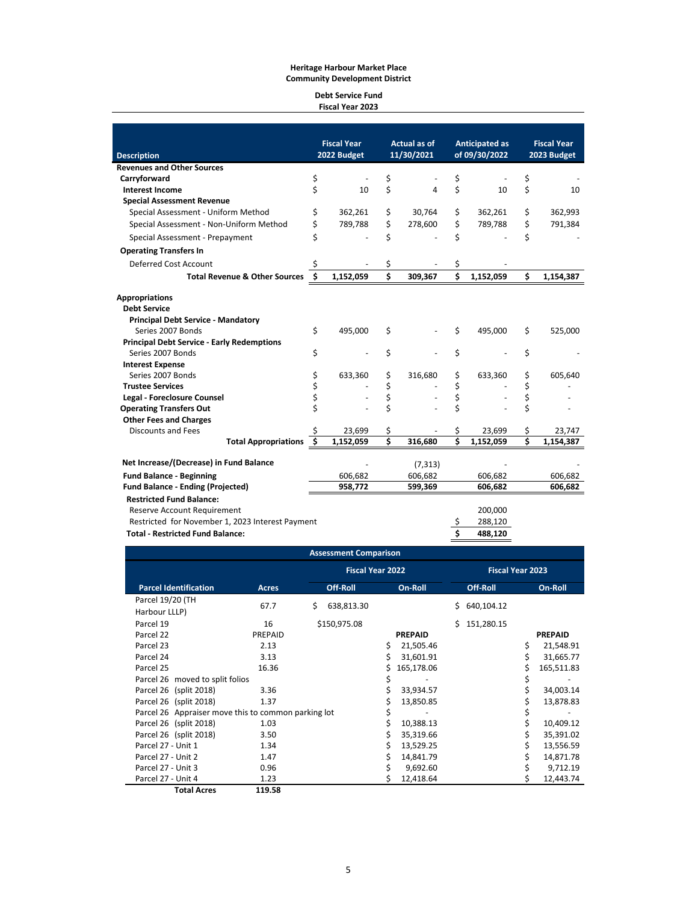**Heritage Harbour Market Place**
**Community Development District**

**Debt Service Fund**
**Fiscal Year 2023**

| Description | Fiscal Year 2022 Budget | Actual as of 11/30/2021 | Anticipated as of 09/30/2022 | Fiscal Year 2023 Budget |
|---|---|---|---|---|
| **Revenues and Other Sources** | | | | |
| **Carryforward** | $ - | $ - | $ - | $ - |
| **Interest Income** | $ 10 | $ 4 | $ 10 | $ 10 |
| **Special Assessment Revenue** | | | | |
| Special Assessment - Uniform Method | $ 362,261 | $ 30,764 | $ 362,261 | $ 362,993 |
| Special Assessment - Non-Uniform Method | $ 789,788 | $ 278,600 | $ 789,788 | $ 791,384 |
| Special Assessment - Prepayment | $ - | $ - | $ - | $ - |
| **Operating Transfers In** | | | | |
| Deferred Cost Account | $ - | $ - | $ - | |
| **Total Revenue & Other Sources** | **$ 1,152,059** | **$ 309,367** | **$ 1,152,059** | **$ 1,154,387** |
| **Appropriations** | | | | |
| **Debt Service** | | | | |
| **Principal Debt Service - Mandatory** | | | | |
| Series 2007 Bonds | $ 495,000 | $ - | $ 495,000 | $ 525,000 |
| **Principal Debt Service - Early Redemptions** | | | | |
| Series 2007 Bonds | $ - | $ - | $ - | $ - |
| **Interest Expense** | | | | |
| Series 2007 Bonds | $ 633,360 | $ 316,680 | $ 633,360 | $ 605,640 |
| **Trustee Services** | $ - | $ - | $ - | $ - |
| **Legal - Foreclosure Counsel** | $ - | $ - | $ - | $ - |
| **Operating Transfers Out** | $ - | $ - | $ - | $ - |
| **Other Fees and Charges** | | | | |
| Discounts and Fees | $ 23,699 | $ - | $ 23,699 | $ 23,747 |
| **Total Appropriations** | **$ 1,152,059** | **$ 316,680** | **$ 1,152,059** | **$ 1,154,387** |
| **Net Increase/(Decrease) in Fund Balance** | - | (7,313) | - | - |
| **Fund Balance - Beginning** | 606,682 | 606,682 | 606,682 | 606,682 |
| **Fund Balance - Ending (Projected)** | **958,772** | **599,369** | **606,682** | **606,682** |
| **Restricted Fund Balance:** | | | | |
| Reserve Account Requirement | | | 200,000 | |
| Restricted for November 1, 2023 Interest Payment | | | $ 288,120 | |
| **Total - Restricted Fund Balance:** | | | **$ 488,120** | |

**Assessment Comparison**

| Parcel Identification | Acres | Fiscal Year 2022 Off-Roll | Fiscal Year 2022 On-Roll | Fiscal Year 2023 Off-Roll | Fiscal Year 2023 On-Roll |
|---|---|---|---|---|---|
| Parcel 19/20 (TH Harbour LLLP) | 67.7 | $ 638,813.30 | | $ 640,104.12 | |
| Parcel 19 | 16 | $150,975.08 | | $ 151,280.15 | |
| Parcel 22 | PREPAID | | PREPAID | | PREPAID |
| Parcel 23 | 2.13 | | $ 21,505.46 | | $ 21,548.91 |
| Parcel 24 | 3.13 | | $ 31,601.91 | | $ 31,665.77 |
| Parcel 25 | 16.36 | | $ 165,178.06 | | $ 165,511.83 |
| Parcel 26 moved to split folios | | | $ - | | $ - |
| Parcel 26 (split 2018) | 3.36 | | $ 33,934.57 | | $ 34,003.14 |
| Parcel 26 (split 2018) | 1.37 | | $ 13,850.85 | | $ 13,878.83 |
| Parcel 26 Appraiser move this to common parking lot | | | $ - | | $ - |
| Parcel 26 (split 2018) | 1.03 | | $ 10,388.13 | | $ 10,409.12 |
| Parcel 26 (split 2018) | 3.50 | | $ 35,319.66 | | $ 35,391.02 |
| Parcel 27 - Unit 1 | 1.34 | | $ 13,529.25 | | $ 13,556.59 |
| Parcel 27 - Unit 2 | 1.47 | | $ 14,841.79 | | $ 14,871.78 |
| Parcel 27 - Unit 3 | 0.96 | | $ 9,692.60 | | $ 9,712.19 |
| Parcel 27 - Unit 4 | 1.23 | | $ 12,418.64 | | $ 12,443.74 |
| **Total Acres** | **119.58** | | | | |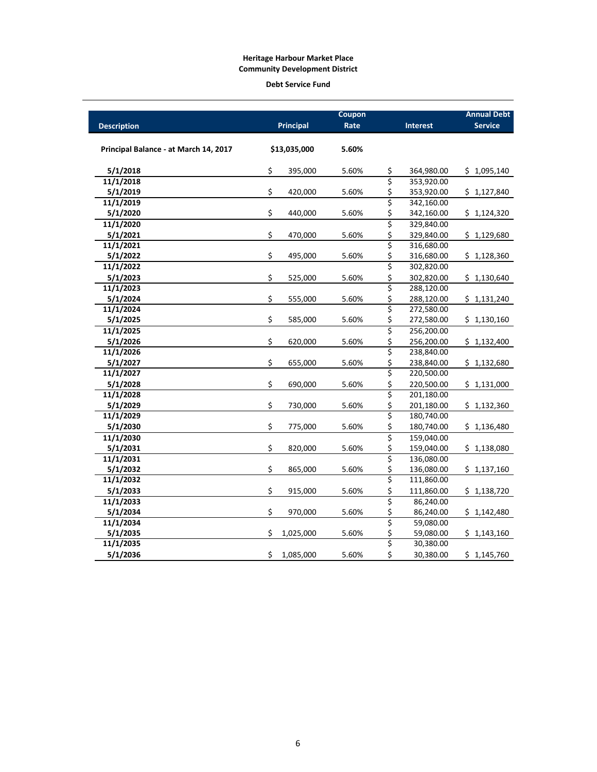**Heritage Harbour Market Place**
**Community Development District**

**Debt Service Fund**

| Description | Principal | Coupon Rate | Interest | Annual Debt Service |
|---|---|---|---|---|
| **Principal Balance - at March 14, 2017** | **$13,035,000** | **5.60%** | | |
| **5/1/2018** | $ 395,000 | 5.60% | $ 364,980.00 | $ 1,095,140 |
| **11/1/2018** | | | $ 353,920.00 | |
| **5/1/2019** | $ 420,000 | 5.60% | $ 353,920.00 | $ 1,127,840 |
| **11/1/2019** | | | $ 342,160.00 | |
| **5/1/2020** | $ 440,000 | 5.60% | $ 342,160.00 | $ 1,124,320 |
| **11/1/2020** | | | $ 329,840.00 | |
| **5/1/2021** | $ 470,000 | 5.60% | $ 329,840.00 | $ 1,129,680 |
| **11/1/2021** | | | $ 316,680.00 | |
| **5/1/2022** | $ 495,000 | 5.60% | $ 316,680.00 | $ 1,128,360 |
| **11/1/2022** | | | $ 302,820.00 | |
| **5/1/2023** | $ 525,000 | 5.60% | $ 302,820.00 | $ 1,130,640 |
| **11/1/2023** | | | $ 288,120.00 | |
| **5/1/2024** | $ 555,000 | 5.60% | $ 288,120.00 | $ 1,131,240 |
| **11/1/2024** | | | $ 272,580.00 | |
| **5/1/2025** | $ 585,000 | 5.60% | $ 272,580.00 | $ 1,130,160 |
| **11/1/2025** | | | $ 256,200.00 | |
| **5/1/2026** | $ 620,000 | 5.60% | $ 256,200.00 | $ 1,132,400 |
| **11/1/2026** | | | $ 238,840.00 | |
| **5/1/2027** | $ 655,000 | 5.60% | $ 238,840.00 | $ 1,132,680 |
| **11/1/2027** | | | $ 220,500.00 | |
| **5/1/2028** | $ 690,000 | 5.60% | $ 220,500.00 | $ 1,131,000 |
| **11/1/2028** | | | $ 201,180.00 | |
| **5/1/2029** | $ 730,000 | 5.60% | $ 201,180.00 | $ 1,132,360 |
| **11/1/2029** | | | $ 180,740.00 | |
| **5/1/2030** | $ 775,000 | 5.60% | $ 180,740.00 | $ 1,136,480 |
| **11/1/2030** | | | $ 159,040.00 | |
| **5/1/2031** | $ 820,000 | 5.60% | $ 159,040.00 | $ 1,138,080 |
| **11/1/2031** | | | $ 136,080.00 | |
| **5/1/2032** | $ 865,000 | 5.60% | $ 136,080.00 | $ 1,137,160 |
| **11/1/2032** | | | $ 111,860.00 | |
| **5/1/2033** | $ 915,000 | 5.60% | $ 111,860.00 | $ 1,138,720 |
| **11/1/2033** | | | $ 86,240.00 | |
| **5/1/2034** | $ 970,000 | 5.60% | $ 86,240.00 | $ 1,142,480 |
| **11/1/2034** | | | $ 59,080.00 | |
| **5/1/2035** | $ 1,025,000 | 5.60% | $ 59,080.00 | $ 1,143,160 |
| **11/1/2035** | | | $ 30,380.00 | |
| **5/1/2036** | $ 1,085,000 | 5.60% | $ 30,380.00 | $ 1,145,760 |